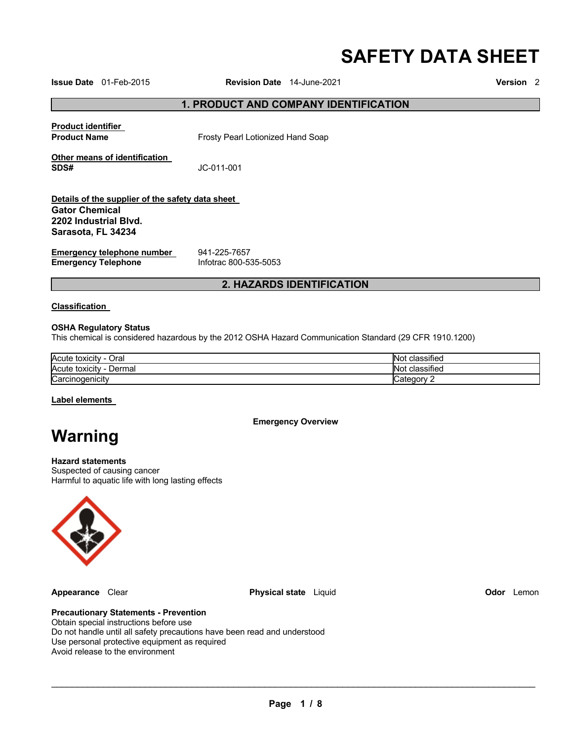# SAFETY DATA SHEET

**Issue Date** 01-Feb-2015 **Revision Date** 14-June-2021 **Version** 2

## 1. PRODUCT AND COMPANY IDENTIFICATION

**Product identifier**

**Product Name** Frosty Pearl Lotionized Hand Soap

**Other means of identification**

**SDS#** JC-011-001

**Details of the supplier of the safety data sheet**

**Gator Chemical**
**2202 Industrial Blvd.**
**Sarasota, FL 34234**

**Emergency telephone number** 941-225-7657
**Emergency Telephone** Infotrac 800-535-5053

## 2. HAZARDS IDENTIFICATION

**Classification**

**OSHA Regulatory Status**
This chemical is considered hazardous by the 2012 OSHA Hazard Communication Standard (29 CFR 1910.1200)

| Hazard | Classification |
| --- | --- |
| Acute toxicity - Oral | Not classified |
| Acute toxicity - Dermal | Not classified |
| Carcinogenicity | Category 2 |

**Label elements**

**Emergency Overview**

# Warning

**Hazard statements**
Suspected of causing cancer
Harmful to aquatic life with long lasting effects

**Appearance** Clear **Physical state** Liquid **Odor** Lemon

**Precautionary Statements - Prevention**
Obtain special instructions before use
Do not handle until all safety precautions have been read and understood
Use personal protective equipment as required
Avoid release to the environment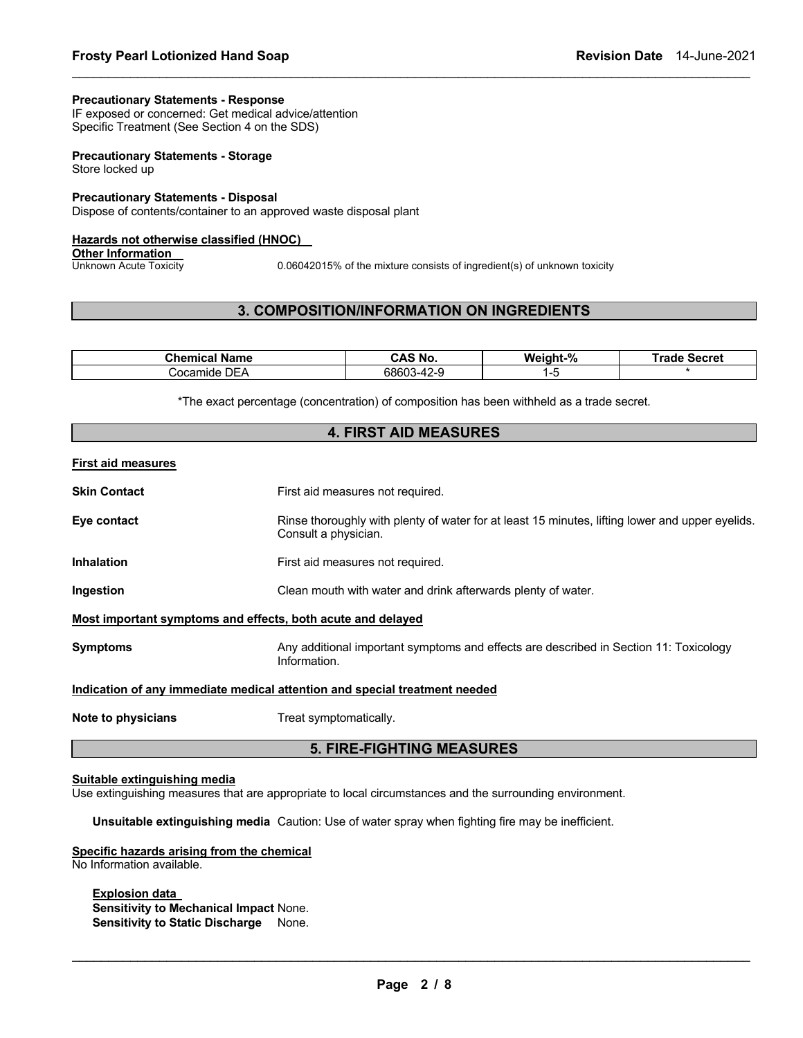**Precautionary Statements - Response**
IF exposed or concerned: Get medical advice/attention
Specific Treatment (See Section 4 on the SDS)

**Precautionary Statements - Storage**
Store locked up

**Precautionary Statements - Disposal**
Dispose of contents/container to an approved waste disposal plant

**Hazards not otherwise classified (HNOC)**

**Other Information**

Unknown Acute Toxicity — 0.06042015% of the mixture consists of ingredient(s) of unknown toxicity

## 3. COMPOSITION/INFORMATION ON INGREDIENTS

| Chemical Name | CAS No. | Weight-% | Trade Secret |
|---|---|---|---|
| Cocamide DEA | 68603-42-9 | 1-5 | * |

*The exact percentage (concentration) of composition has been withheld as a trade secret.

## 4. FIRST AID MEASURES

**First aid measures**

**Skin Contact** — First aid measures not required.

**Eye contact** — Rinse thoroughly with plenty of water for at least 15 minutes, lifting lower and upper eyelids. Consult a physician.

**Inhalation** — First aid measures not required.

**Ingestion** — Clean mouth with water and drink afterwards plenty of water.

**Most important symptoms and effects, both acute and delayed**

**Symptoms** — Any additional important symptoms and effects are described in Section 11: Toxicology Information.

**Indication of any immediate medical attention and special treatment needed**

**Note to physicians** — Treat symptomatically.

## 5. FIRE-FIGHTING MEASURES

**Suitable extinguishing media**
Use extinguishing measures that are appropriate to local circumstances and the surrounding environment.

**Unsuitable extinguishing media** Caution: Use of water spray when fighting fire may be inefficient.

**Specific hazards arising from the chemical**
No Information available.

**Explosion data**
**Sensitivity to Mechanical Impact** None.
**Sensitivity to Static Discharge** None.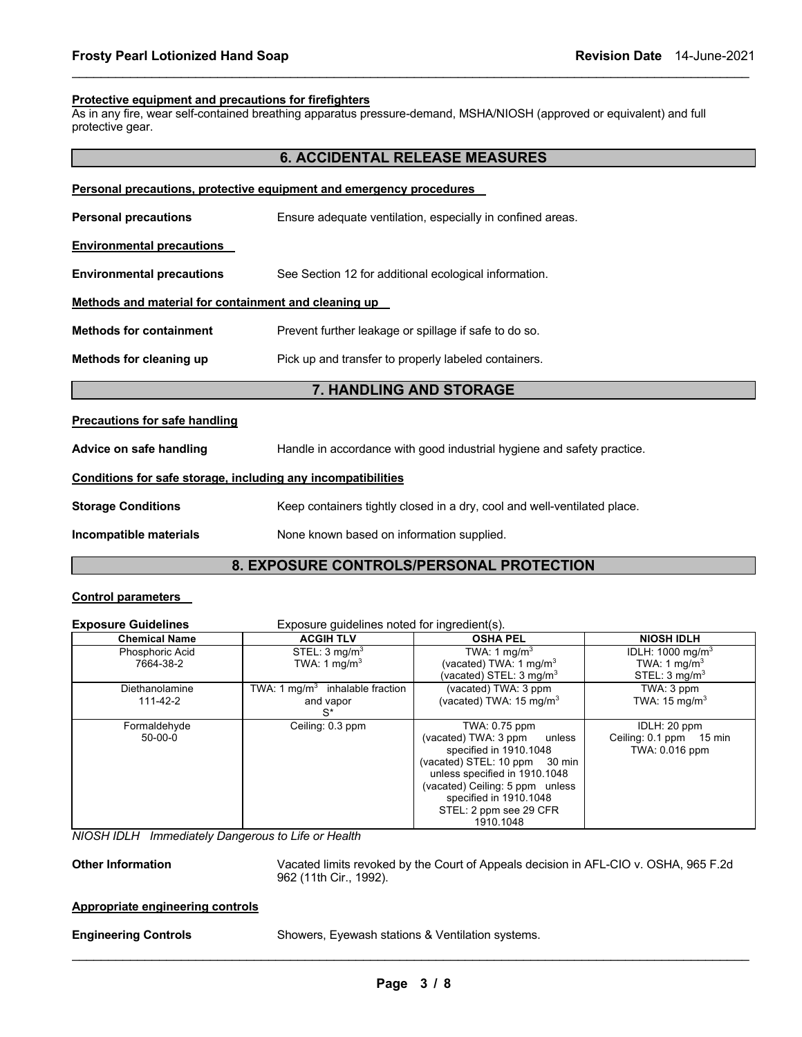**Protective equipment and precautions for firefighters**

As in any fire, wear self-contained breathing apparatus pressure-demand, MSHA/NIOSH (approved or equivalent) and full protective gear.

## 6. ACCIDENTAL RELEASE MEASURES

**Personal precautions, protective equipment and emergency procedures**

**Personal precautions** Ensure adequate ventilation, especially in confined areas.

**Environmental precautions**

**Environmental precautions** See Section 12 for additional ecological information.

**Methods and material for containment and cleaning up**

**Methods for containment** Prevent further leakage or spillage if safe to do so.

**Methods for cleaning up** Pick up and transfer to properly labeled containers.

## 7. HANDLING AND STORAGE

**Precautions for safe handling**

**Advice on safe handling** Handle in accordance with good industrial hygiene and safety practice.

**Conditions for safe storage, including any incompatibilities**

**Storage Conditions** Keep containers tightly closed in a dry, cool and well-ventilated place.

**Incompatible materials** None known based on information supplied.

## 8. EXPOSURE CONTROLS/PERSONAL PROTECTION

**Control parameters**

**Exposure Guidelines** Exposure guidelines noted for ingredient(s).

| Chemical Name | ACGIH TLV | OSHA PEL | NIOSH IDLH |
|---|---|---|---|
| Phosphoric Acid 7664-38-2 | STEL: 3 mg/m$^3$<br>TWA: 1 mg/m$^3$ | TWA: 1 mg/m$^3$<br>(vacated) TWA: 1 mg/m$^3$<br>(vacated) STEL: 3 mg/m$^3$ | IDLH: 1000 mg/m$^3$<br>TWA: 1 mg/m$^3$<br>STEL: 3 mg/m$^3$ |
| Diethanolamine 111-42-2 | TWA: 1 mg/m$^3$ inhalable fraction and vapor<br>S* | (vacated) TWA: 3 ppm<br>(vacated) TWA: 15 mg/m$^3$ | TWA: 3 ppm<br>TWA: 15 mg/m$^3$ |
| Formaldehyde 50-00-0 | Ceiling: 0.3 ppm | TWA: 0.75 ppm<br>(vacated) TWA: 3 ppm unless specified in 1910.1048<br>(vacated) STEL: 10 ppm 30 min unless specified in 1910.1048<br>(vacated) Ceiling: 5 ppm unless specified in 1910.1048<br>STEL: 2 ppm see 29 CFR 1910.1048 | IDLH: 20 ppm<br>Ceiling: 0.1 ppm 15 min<br>TWA: 0.016 ppm |

*NIOSH IDLH Immediately Dangerous to Life or Health*

**Other Information** Vacated limits revoked by the Court of Appeals decision in AFL-CIO v. OSHA, 965 F.2d 962 (11th Cir., 1992).

**Appropriate engineering controls**

**Engineering Controls** Showers, Eyewash stations & Ventilation systems.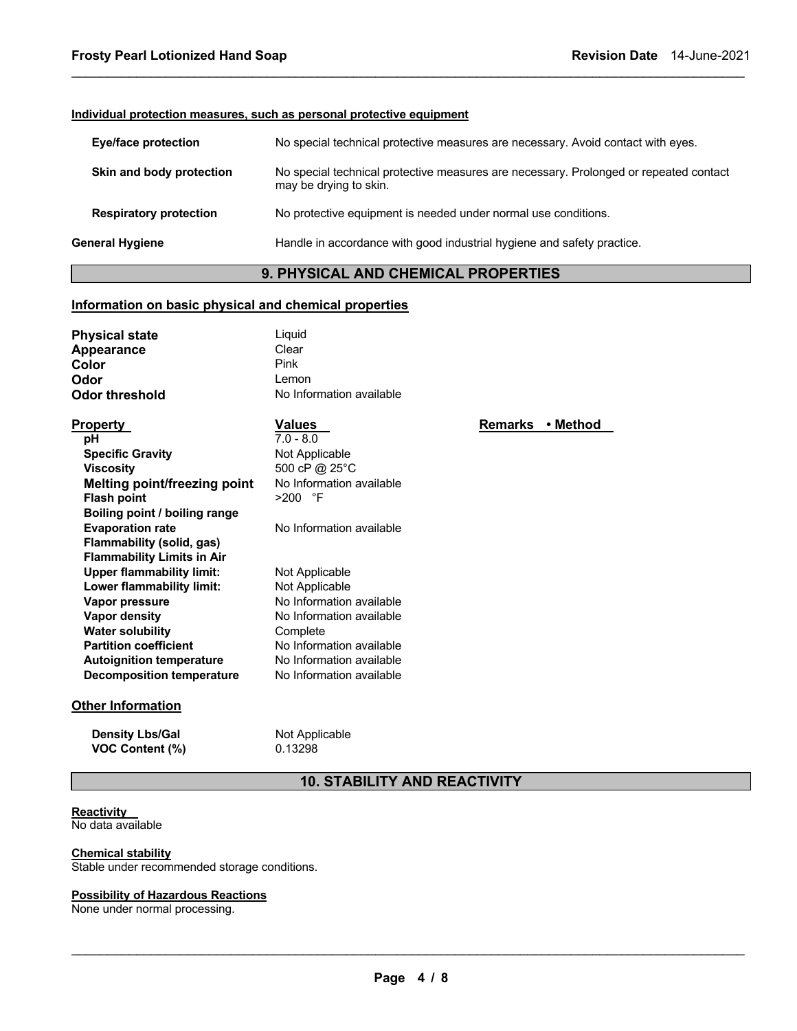### Individual protection measures, such as personal protective equipment

| | |
|---|---|
| **Eye/face protection** | No special technical protective measures are necessary. Avoid contact with eyes. |
| **Skin and body protection** | No special technical protective measures are necessary. Prolonged or repeated contact may be drying to skin. |
| **Respiratory protection** | No protective equipment is needed under normal use conditions. |
| **General Hygiene** | Handle in accordance with good industrial hygiene and safety practice. |

## 9. PHYSICAL AND CHEMICAL PROPERTIES

### Information on basic physical and chemical properties

| | |
|---|---|
| **Physical state** | Liquid |
| **Appearance** | Clear |
| **Color** | Pink |
| **Odor** | Lemon |
| **Odor threshold** | No Information available |

| Property | Values | Remarks • Method |
|---|---|---|
| **pH** | 7.0 - 8.0 | |
| **Specific Gravity** | Not Applicable | |
| **Viscosity** | 500 cP @ 25°C | |
| **Melting point/freezing point** | No Information available | |
| **Flash point** | >200 °F | |
| **Boiling point / boiling range** | | |
| **Evaporation rate** | No Information available | |
| **Flammability (solid, gas)** | | |
| **Flammability Limits in Air** | | |
| **Upper flammability limit:** | Not Applicable | |
| **Lower flammability limit:** | Not Applicable | |
| **Vapor pressure** | No Information available | |
| **Vapor density** | No Information available | |
| **Water solubility** | Complete | |
| **Partition coefficient** | No Information available | |
| **Autoignition temperature** | No Information available | |
| **Decomposition temperature** | No Information available | |

### Other Information

| | |
|---|---|
| **Density Lbs/Gal** | Not Applicable |
| **VOC Content (%)** | 0.13298 |

## 10. STABILITY AND REACTIVITY

**Reactivity**
No data available

**Chemical stability**
Stable under recommended storage conditions.

**Possibility of Hazardous Reactions**
None under normal processing.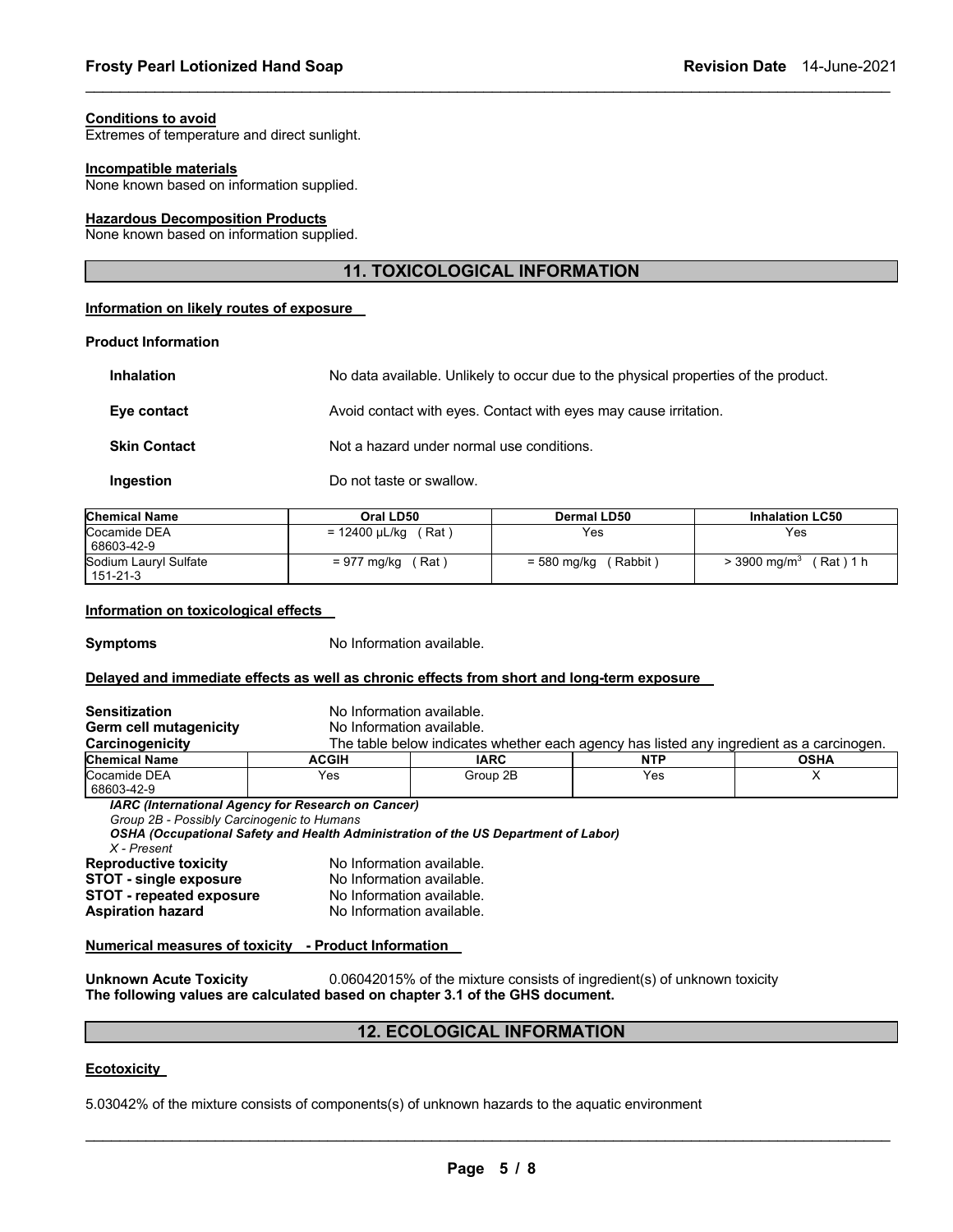**Conditions to avoid**
Extremes of temperature and direct sunlight.

**Incompatible materials**
None known based on information supplied.

**Hazardous Decomposition Products**
None known based on information supplied.

## 11. TOXICOLOGICAL INFORMATION

**Information on likely routes of exposure**

**Product Information**

**Inhalation** No data available. Unlikely to occur due to the physical properties of the product.

**Eye contact** Avoid contact with eyes. Contact with eyes may cause irritation.

**Skin Contact** Not a hazard under normal use conditions.

**Ingestion** Do not taste or swallow.

| Chemical Name | Oral LD50 | Dermal LD50 | Inhalation LC50 |
|---|---|---|---|
| Cocamide DEA 68603-42-9 | = 12400 µL/kg ( Rat ) | Yes | Yes |
| Sodium Lauryl Sulfate 151-21-3 | = 977 mg/kg ( Rat ) | = 580 mg/kg ( Rabbit ) | > 3900 $mg/m^3$ ( Rat ) 1 h |

**Information on toxicological effects**

**Symptoms** No Information available.

**Delayed and immediate effects as well as chronic effects from short and long-term exposure**

**Sensitization** No Information available.
**Germ cell mutagenicity** No Information available.
**Carcinogenicity** The table below indicates whether each agency has listed any ingredient as a carcinogen.

| Chemical Name | ACGIH | IARC | NTP | OSHA |
|---|---|---|---|---|
| Cocamide DEA 68603-42-9 | Yes | Group 2B | Yes | X |

***IARC (International Agency for Research on Cancer)***
*Group 2B - Possibly Carcinogenic to Humans*
***OSHA (Occupational Safety and Health Administration of the US Department of Labor)***
*X - Present*

**Reproductive toxicity** No Information available.
**STOT - single exposure** No Information available.
**STOT - repeated exposure** No Information available.
**Aspiration hazard** No Information available.

**Numerical measures of toxicity - Product Information**

**Unknown Acute Toxicity** 0.06042015% of the mixture consists of ingredient(s) of unknown toxicity
**The following values are calculated based on chapter 3.1 of the GHS document.**

## 12. ECOLOGICAL INFORMATION

**Ecotoxicity**

5.03042% of the mixture consists of components(s) of unknown hazards to the aquatic environment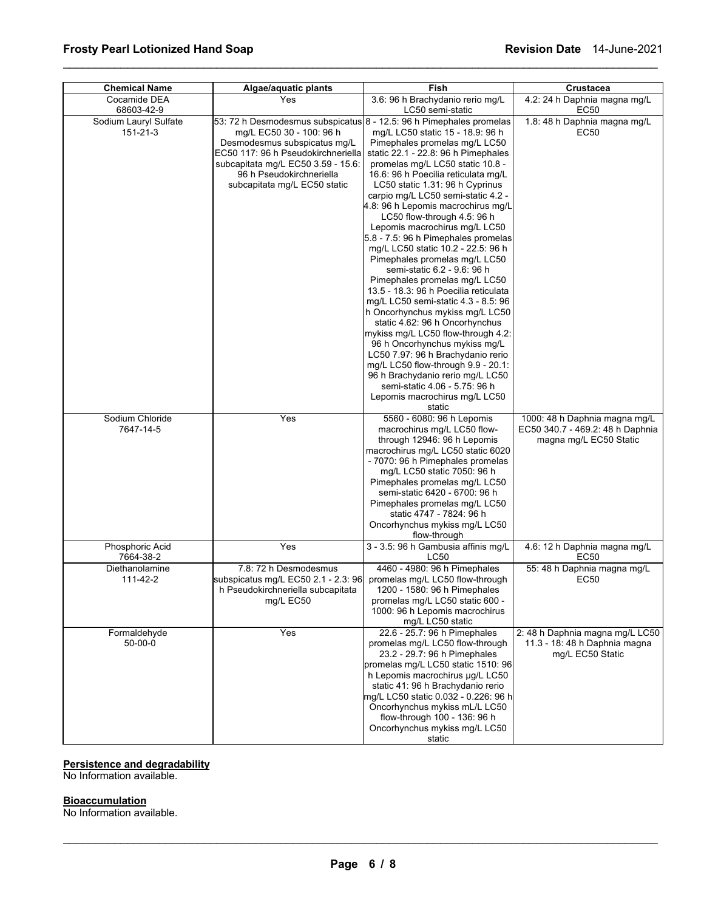| Chemical Name | Algae/aquatic plants | Fish | Crustacea |
| --- | --- | --- | --- |
| Cocamide DEA 68603-42-9 | Yes | 3.6: 96 h Brachydanio rerio mg/L LC50 semi-static | 4.2: 24 h Daphnia magna mg/L EC50 |
| Sodium Lauryl Sulfate 151-21-3 | 53: 72 h Desmodesmus subspicatus mg/L EC50 30 - 100: 96 h Desmodesmus subspicatus mg/L EC50 117: 96 h Pseudokirchneriella subcapitata mg/L EC50 3.59 - 15.6: 96 h Pseudokirchneriella subcapitata mg/L EC50 static | 8 - 12.5: 96 h Pimephales promelas mg/L LC50 static 15 - 18.9: 96 h Pimephales promelas mg/L LC50 static 22.1 - 22.8: 96 h Pimephales promelas mg/L LC50 static 10.8 - 16.6: 96 h Poecilia reticulata mg/L LC50 static 1.31: 96 h Cyprinus carpio mg/L LC50 semi-static 4.2 - 4.8: 96 h Lepomis macrochirus mg/L LC50 flow-through 4.5: 96 h Lepomis macrochirus mg/L LC50 5.8 - 7.5: 96 h Pimephales promelas mg/L LC50 static 10.2 - 22.5: 96 h Pimephales promelas mg/L LC50 semi-static 6.2 - 9.6: 96 h Pimephales promelas mg/L LC50 13.5 - 18.3: 96 h Poecilia reticulata mg/L LC50 semi-static 4.3 - 8.5: 96 h Oncorhynchus mykiss mg/L LC50 static 4.62: 96 h Oncorhynchus mykiss mg/L LC50 flow-through 4.2: 96 h Oncorhynchus mykiss mg/L LC50 7.97: 96 h Brachydanio rerio mg/L LC50 flow-through 9.9 - 20.1: 96 h Brachydanio rerio mg/L LC50 semi-static 4.06 - 5.75: 96 h Lepomis macrochirus mg/L LC50 static | 1.8: 48 h Daphnia magna mg/L EC50 |
| Sodium Chloride 7647-14-5 | Yes | 5560 - 6080: 96 h Lepomis macrochirus mg/L LC50 flow-through 12946: 96 h Lepomis macrochirus mg/L LC50 static 6020 - 7070: 96 h Pimephales promelas mg/L LC50 static 7050: 96 h Pimephales promelas mg/L LC50 semi-static 6420 - 6700: 96 h Pimephales promelas mg/L LC50 static 4747 - 7824: 96 h Oncorhynchus mykiss mg/L LC50 flow-through | 1000: 48 h Daphnia magna mg/L EC50 340.7 - 469.2: 48 h Daphnia magna mg/L EC50 Static |
| Phosphoric Acid 7664-38-2 | Yes | 3 - 3.5: 96 h Gambusia affinis mg/L LC50 | 4.6: 12 h Daphnia magna mg/L EC50 |
| Diethanolamine 111-42-2 | 7.8: 72 h Desmodesmus subspicatus mg/L EC50 2.1 - 2.3: 96 h Pseudokirchneriella subcapitata mg/L EC50 | 4460 - 4980: 96 h Pimephales promelas mg/L LC50 flow-through 1200 - 1580: 96 h Pimephales promelas mg/L LC50 static 600 - 1000: 96 h Lepomis macrochirus mg/L LC50 static | 55: 48 h Daphnia magna mg/L EC50 |
| Formaldehyde 50-00-0 | Yes | 22.6 - 25.7: 96 h Pimephales promelas mg/L LC50 flow-through 23.2 - 29.7: 96 h Pimephales promelas mg/L LC50 static 1510: 96 h Lepomis macrochirus µg/L LC50 static 41: 96 h Brachydanio rerio mg/L LC50 static 0.032 - 0.226: 96 h Oncorhynchus mykiss mL/L LC50 flow-through 100 - 136: 96 h Oncorhynchus mykiss mg/L LC50 static | 2: 48 h Daphnia magna mg/L LC50 11.3 - 18: 48 h Daphnia magna mg/L EC50 Static |

**Persistence and degradability**

No Information available.

**Bioaccumulation**

No Information available.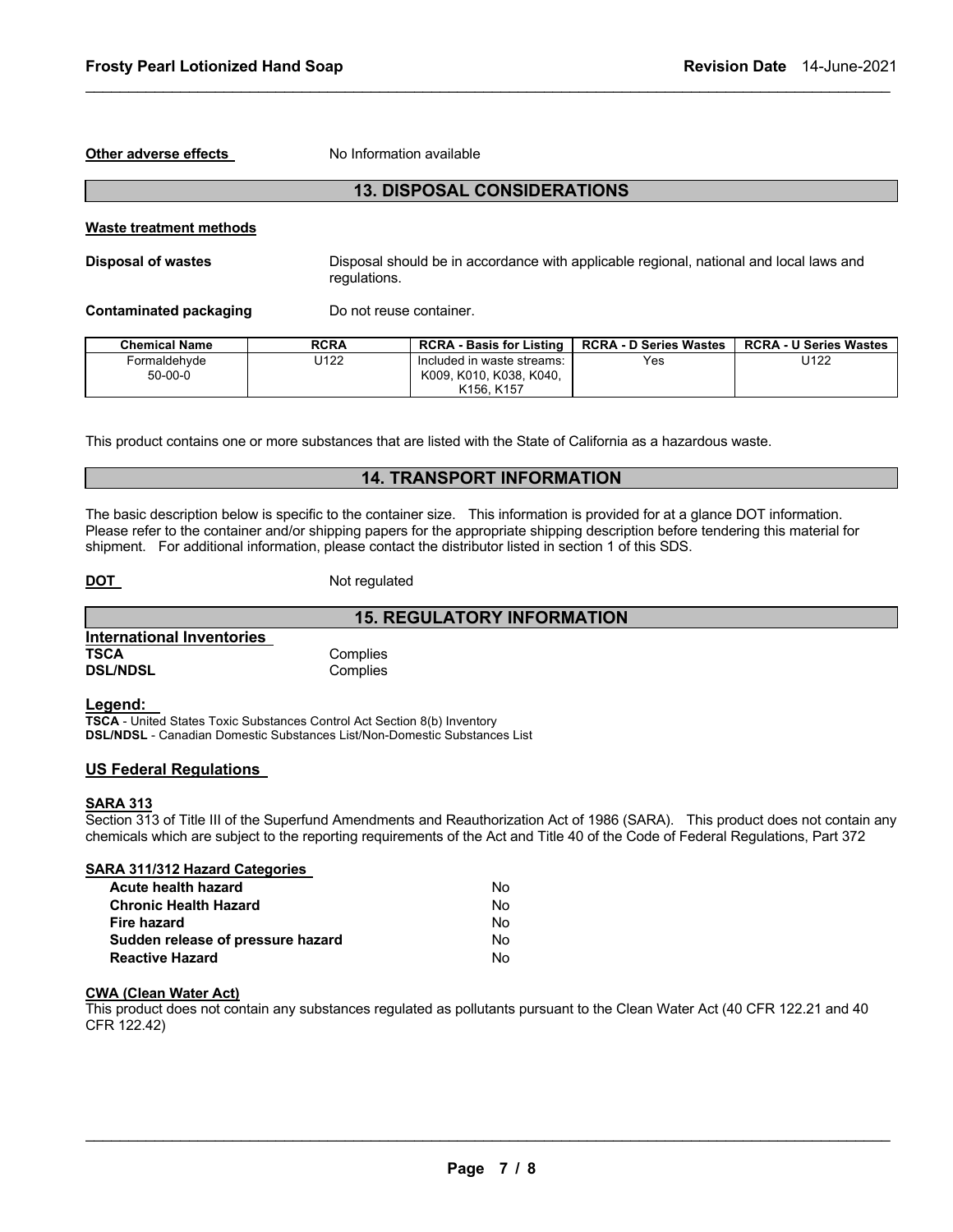**Other adverse effects** No Information available

## 13. DISPOSAL CONSIDERATIONS

**Waste treatment methods**

**Disposal of wastes** Disposal should be in accordance with applicable regional, national and local laws and regulations.

**Contaminated packaging** Do not reuse container.

| Chemical Name | RCRA | RCRA - Basis for Listing | RCRA - D Series Wastes | RCRA - U Series Wastes |
|---|---|---|---|---|
| Formaldehyde 50-00-0 | U122 | Included in waste streams: K009, K010, K038, K040, K156, K157 | Yes | U122 |

This product contains one or more substances that are listed with the State of California as a hazardous waste.

## 14. TRANSPORT INFORMATION

The basic description below is specific to the container size. This information is provided for at a glance DOT information. Please refer to the container and/or shipping papers for the appropriate shipping description before tendering this material for shipment. For additional information, please contact the distributor listed in section 1 of this SDS.

**DOT** Not regulated

## 15. REGULATORY INFORMATION

**International Inventories**

**TSCA** Complies
**DSL/NDSL** Complies

**Legend:**

**TSCA** - United States Toxic Substances Control Act Section 8(b) Inventory
**DSL/NDSL** - Canadian Domestic Substances List/Non-Domestic Substances List

**US Federal Regulations**

**SARA 313**

Section 313 of Title III of the Superfund Amendments and Reauthorization Act of 1986 (SARA). This product does not contain any chemicals which are subject to the reporting requirements of the Act and Title 40 of the Code of Federal Regulations, Part 372

**SARA 311/312 Hazard Categories**

| | |
|---|---|
| **Acute health hazard** | No |
| **Chronic Health Hazard** | No |
| **Fire hazard** | No |
| **Sudden release of pressure hazard** | No |
| **Reactive Hazard** | No |

**CWA (Clean Water Act)**

This product does not contain any substances regulated as pollutants pursuant to the Clean Water Act (40 CFR 122.21 and 40 CFR 122.42)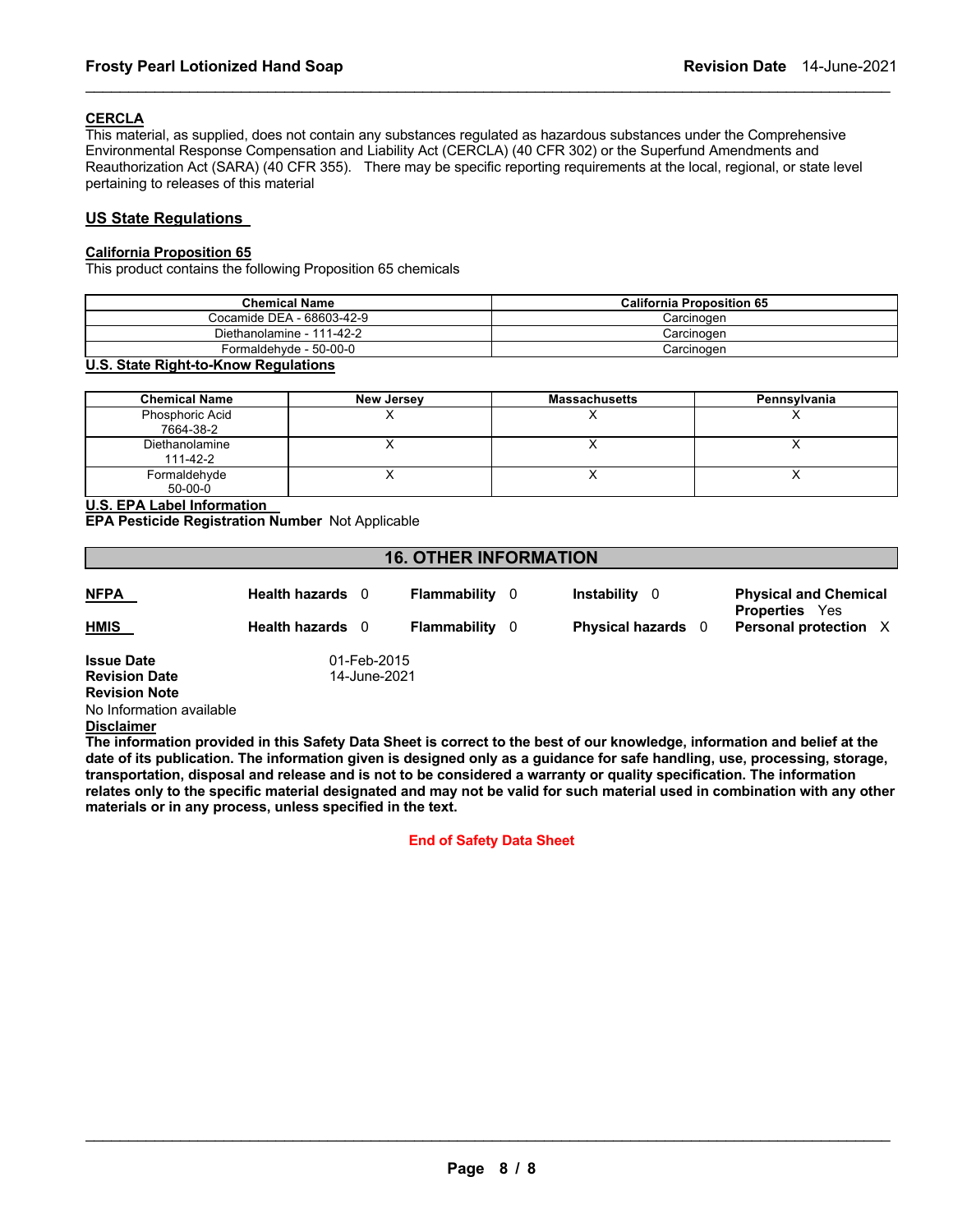**CERCLA**

This material, as supplied, does not contain any substances regulated as hazardous substances under the Comprehensive Environmental Response Compensation and Liability Act (CERCLA) (40 CFR 302) or the Superfund Amendments and Reauthorization Act (SARA) (40 CFR 355). There may be specific reporting requirements at the local, regional, or state level pertaining to releases of this material

**US State Regulations**

**California Proposition 65**

This product contains the following Proposition 65 chemicals

| Chemical Name | California Proposition 65 |
|---|---|
| Cocamide DEA - 68603-42-9 | Carcinogen |
| Diethanolamine - 111-42-2 | Carcinogen |
| Formaldehyde - 50-00-0 | Carcinogen |

**U.S. State Right-to-Know Regulations**

| Chemical Name | New Jersey | Massachusetts | Pennsylvania |
|---|---|---|---|
| Phosphoric Acid 7664-38-2 | X | X | X |
| Diethanolamine 111-42-2 | X | X | X |
| Formaldehyde 50-00-0 | X | X | X |

**U.S. EPA Label Information**

**EPA Pesticide Registration Number** Not Applicable

## 16. OTHER INFORMATION

**NFPA** **Health hazards** 0 **Flammability** 0 **Instability** 0 **Physical and Chemical Properties** Yes

**HMIS** **Health hazards** 0 **Flammability** 0 **Physical hazards** 0 **Personal protection** X

**Issue Date** 01-Feb-2015

**Revision Date** 14-June-2021

**Revision Note**

No Information available

**Disclaimer**

**The information provided in this Safety Data Sheet is correct to the best of our knowledge, information and belief at the date of its publication. The information given is designed only as a guidance for safe handling, use, processing, storage, transportation, disposal and release and is not to be considered a warranty or quality specification. The information relates only to the specific material designated and may not be valid for such material used in combination with any other materials or in any process, unless specified in the text.**

**End of Safety Data Sheet**